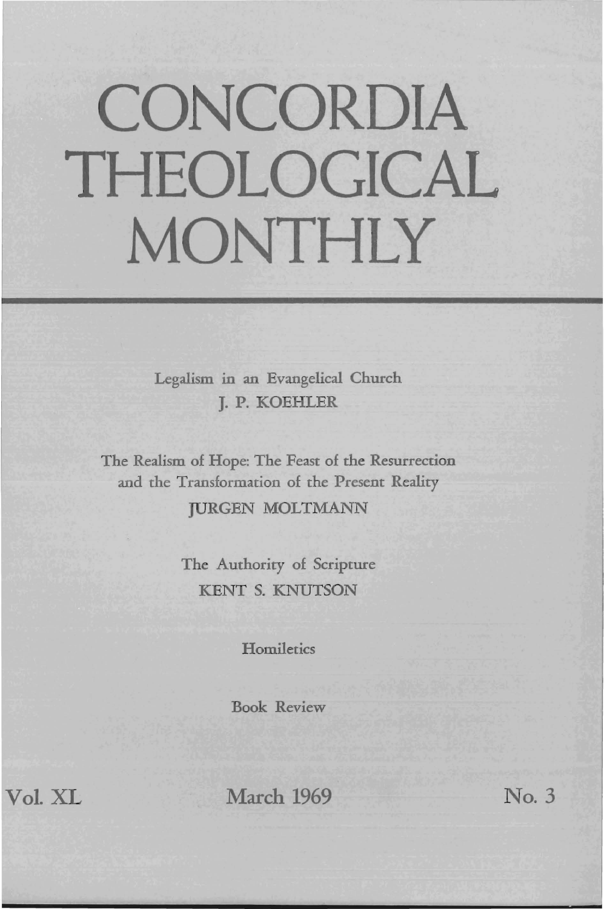# CONCORDIA THEOLOGICAL MONTHLY

Legalism in an Evangelical Church
J. P. KOEHLER

The Realism of Hope: The Feast of the Resurrection and the Transformation of the Present Reality
JURGEN MOLTMANN

The Authority of Scripture
KENT S. KNUTSON

Homiletics

Book Review

Vol. XL March 1969 No. 3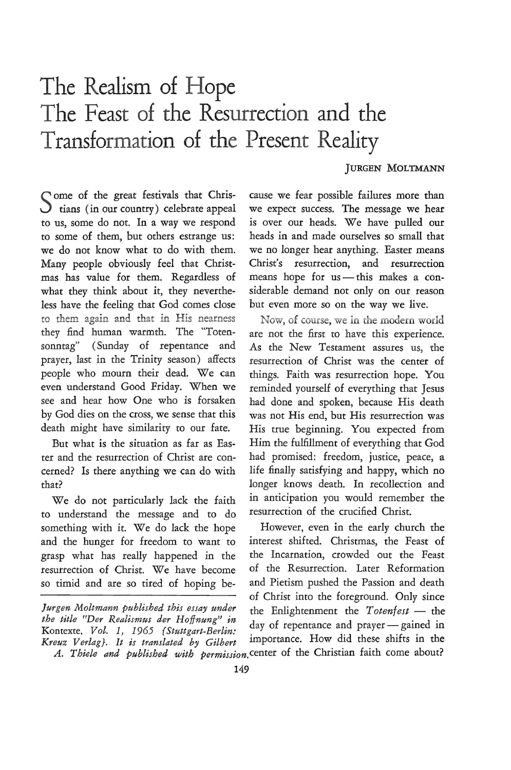# The Realism of Hope
# The Feast of the Resurrection and the Transformation of the Present Reality

JURGEN MOLTMANN

Some of the great festivals that Christians (in our country) celebrate appeal to us, some do not. In a way we respond to some of them, but others estrange us: we do not know what to do with them. Many people obviously feel that Christmas has value for them. Regardless of what they think about it, they nevertheless have the feeling that God comes close to them again and that in His nearness they find human warmth. The "Totensonntag" (Sunday of repentance and prayer, last in the Trinity season) affects people who mourn their dead. We can even understand Good Friday. When we see and hear how One who is forsaken by God dies on the cross, we sense that this death might have similarity to our fate.

But what is the situation as far as Easter and the resurrection of Christ are concerned? Is there anything we can do with that?

We do not particularly lack the faith to understand the message and to do something with it. We do lack the hope and the hunger for freedom to want to grasp what has really happened in the resurrection of Christ. We have become so timid and are so tired of hoping because we fear possible failures more than we expect success. The message we hear is over our heads. We have pulled our heads in and made ourselves so small that we no longer hear anything. Easter means Christ's resurrection, and resurrection means hope for us — this makes a considerable demand not only on our reason but even more so on the way we live.

Now, of course, we in the modern world are not the first to have this experience. As the New Testament assures us, the resurrection of Christ was the center of things. Faith was resurrection hope. You reminded yourself of everything that Jesus had done and spoken, because His death was not His end, but His resurrection was His true beginning. You expected from Him the fulfillment of everything that God had promised: freedom, justice, peace, a life finally satisfying and happy, which no longer knows death. In recollection and in anticipation you would remember the resurrection of the crucified Christ.

However, even in the early church the interest shifted. Christmas, the Feast of the Incarnation, crowded out the Feast of the Resurrection. Later Reformation and Pietism pushed the Passion and death of Christ into the foreground. Only since the Enlightenment the *Totenfest* — the day of repentance and prayer — gained in importance. How did these shifts in the center of the Christian faith come about?

*Jurgen Moltmann published this essay under the title "Der Realismus der Hoffnung" in* Kontexte, *Vol. 1, 1965 (Stuttgart-Berlin: Kreuz Verlag). It is translated by Gilbert A. Thiele and published with permission.*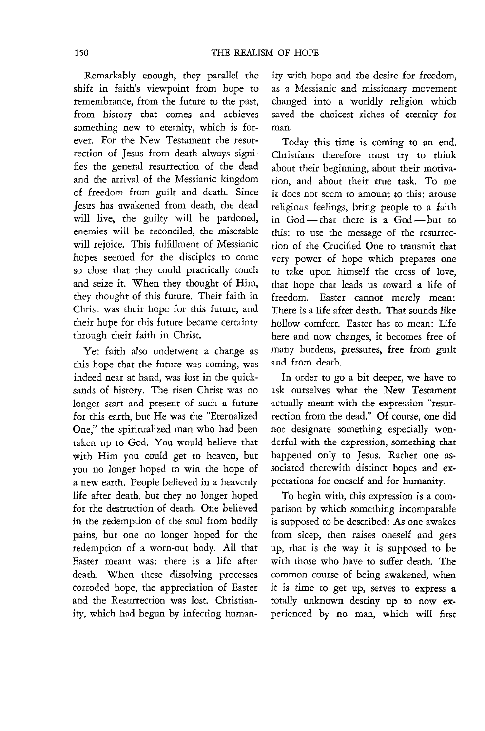Remarkably enough, they parallel the shift in faith's viewpoint from hope to remembrance, from the future to the past, from history that comes and achieves something new to eternity, which is forever. For the New Testament the resurrection of Jesus from death always signifies the general resurrection of the dead and the arrival of the Messianic kingdom of freedom from guilt and death. Since Jesus has awakened from death, the dead will live, the guilty will be pardoned, enemies will be reconciled, the miserable will rejoice. This fulfillment of Messianic hopes seemed for the disciples to come so close that they could practically touch and seize it. When they thought of Him, they thought of this future. Their faith in Christ was their hope for this future, and their hope for this future became certainty through their faith in Christ.

Yet faith also underwent a change as this hope that the future was coming, was indeed near at hand, was lost in the quicksands of history. The risen Christ was no longer start and present of such a future for this earth, but He was the "Eternalized One," the spiritualized man who had been taken up to God. You would believe that with Him you could get to heaven, but you no longer hoped to win the hope of a new earth. People believed in a heavenly life after death, but they no longer hoped for the destruction of death. One believed in the redemption of the soul from bodily pains, but one no longer hoped for the redemption of a worn-out body. All that Easter meant was: there is a life after death. When these dissolving processes corroded hope, the appreciation of Easter and the Resurrection was lost. Christianity, which had begun by infecting humanity with hope and the desire for freedom, as a Messianic and missionary movement changed into a worldly religion which saved the choicest riches of eternity for man.

Today this time is coming to an end. Christians therefore must try to think about their beginning, about their motivation, and about their true task. To me it does not seem to amount to this: arouse religious feelings, bring people to a faith in God — that there is a God — but to this: to use the message of the resurrection of the Crucified One to transmit that very power of hope which prepares one to take upon himself the cross of love, that hope that leads us toward a life of freedom. Easter cannot merely mean: There is a life after death. That sounds like hollow comfort. Easter has to mean: Life here and now changes, it becomes free of many burdens, pressures, free from guilt and from death.

In order to go a bit deeper, we have to ask ourselves what the New Testament actually meant with the expression "resurrection from the dead." Of course, one did not designate something especially wonderful with the expression, something that happened only to Jesus. Rather one associated therewith distinct hopes and expectations for oneself and for humanity.

To begin with, this expression is a comparison by which something incomparable is supposed to be described: As one awakes from sleep, then raises oneself and gets up, that is the way it is supposed to be with those who have to suffer death. The common course of being awakened, when it is time to get up, serves to express a totally unknown destiny up to now experienced by no man, which will first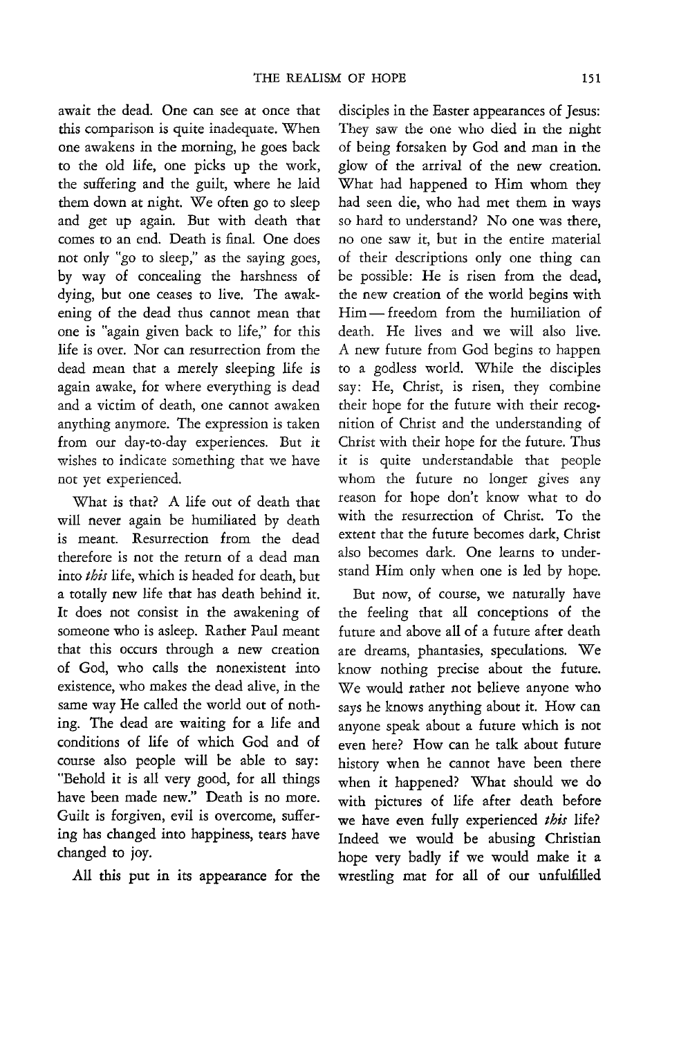await the dead. One can see at once that this comparison is quite inadequate. When one awakens in the morning, he goes back to the old life, one picks up the work, the suffering and the guilt, where he laid them down at night. We often go to sleep and get up again. But with death that comes to an end. Death is final. One does not only "go to sleep," as the saying goes, by way of concealing the harshness of dying, but one ceases to live. The awakening of the dead thus cannot mean that one is "again given back to life," for this life is over. Nor can resurrection from the dead mean that a merely sleeping life is again awake, for where everything is dead and a victim of death, one cannot awaken anything anymore. The expression is taken from our day-to-day experiences. But it wishes to indicate something that we have not yet experienced.

What is that? A life out of death that will never again be humiliated by death is meant. Resurrection from the dead therefore is not the return of a dead man into *this* life, which is headed for death, but a totally new life that has death behind it. It does not consist in the awakening of someone who is asleep. Rather Paul meant that this occurs through a new creation of God, who calls the nonexistent into existence, who makes the dead alive, in the same way He called the world out of nothing. The dead are waiting for a life and conditions of life of which God and of course also people will be able to say: "Behold it is all very good, for all things have been made new." Death is no more. Guilt is forgiven, evil is overcome, suffering has changed into happiness, tears have changed to joy.

All this put in its appearance for the disciples in the Easter appearances of Jesus: They saw the one who died in the night of being forsaken by God and man in the glow of the arrival of the new creation. What had happened to Him whom they had seen die, who had met them in ways so hard to understand? No one was there, no one saw it, but in the entire material of their descriptions only one thing can be possible: He is risen from the dead, the new creation of the world begins with Him — freedom from the humiliation of death. He lives and we will also live. A new future from God begins to happen to a godless world. While the disciples say: He, Christ, is risen, they combine their hope for the future with their recognition of Christ and the understanding of Christ with their hope for the future. Thus it is quite understandable that people whom the future no longer gives any reason for hope don't know what to do with the resurrection of Christ. To the extent that the future becomes dark, Christ also becomes dark. One learns to understand Him only when one is led by hope.

But now, of course, we naturally have the feeling that all conceptions of the future and above all of a future after death are dreams, phantasies, speculations. We know nothing precise about the future. We would rather not believe anyone who says he knows anything about it. How can anyone speak about a future which is not even here? How can he talk about future history when he cannot have been there when it happened? What should we do with pictures of life after death before we have even fully experienced *this* life? Indeed we would be abusing Christian hope very badly if we would make it a wrestling mat for all of our unfulfilled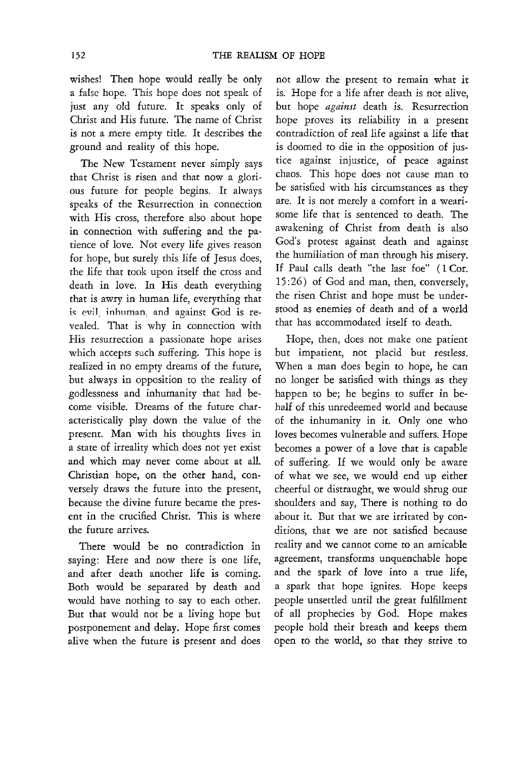wishes! Then hope would really be only a false hope. This hope does not speak of just any old future. It speaks only of Christ and His future. The name of Christ is not a mere empty title. It describes the ground and reality of this hope.

The New Testament never simply says that Christ is risen and that now a glorious future for people begins. It always speaks of the Resurrection in connection with His cross, therefore also about hope in connection with suffering and the patience of love. Not every life gives reason for hope, but surely this life of Jesus does, the life that took upon itself the cross and death in love. In His death everything that is awry in human life, everything that is evil, inhuman, and against God is revealed. That is why in connection with His resurrection a passionate hope arises which accepts such suffering. This hope is realized in no empty dreams of the future, but always in opposition to the reality of godlessness and inhumanity that had become visible. Dreams of the future characteristically play down the value of the present. Man with his thoughts lives in a state of irreality which does not yet exist and which may never come about at all. Christian hope, on the other hand, conversely draws the future into the present, because the divine future became the present in the crucified Christ. This is where the future arrives.

There would be no contradiction in saying: Here and now there is one life, and after death another life is coming. Both would be separated by death and would have nothing to say to each other. But that would not be a living hope but postponement and delay. Hope first comes alive when the future is present and does not allow the present to remain what it is. Hope for a life after death is not alive, but hope *against* death is. Resurrection hope proves its reliability in a present contradiction of real life against a life that is doomed to die in the opposition of justice against injustice, of peace against chaos. This hope does not cause man to be satisfied with his circumstances as they are. It is not merely a comfort in a wearisome life that is sentenced to death. The awakening of Christ from death is also God's protest against death and against the humiliation of man through his misery. If Paul calls death "the last foe" (1 Cor. 15:26) of God and man, then, conversely, the risen Christ and hope must be understood as enemies of death and of a world that has accommodated itself to death.

Hope, then, does not make one patient but impatient, not placid but restless. When a man does begin to hope, he can no longer be satisfied with things as they happen to be; he begins to suffer in behalf of this unredeemed world and because of the inhumanity in it. Only one who loves becomes vulnerable and suffers. Hope becomes a power of a love that is capable of suffering. If we would only be aware of what we see, we would end up either cheerful or distraught, we would shrug our shoulders and say, There is nothing to do about it. But that we are irritated by conditions, that we are not satisfied because reality and we cannot come to an amicable agreement, transforms unquenchable hope and the spark of love into a true life, a spark that hope ignites. Hope keeps people unsettled until the great fulfillment of all prophecies by God. Hope makes people hold their breath and keeps them open to the world, so that they strive to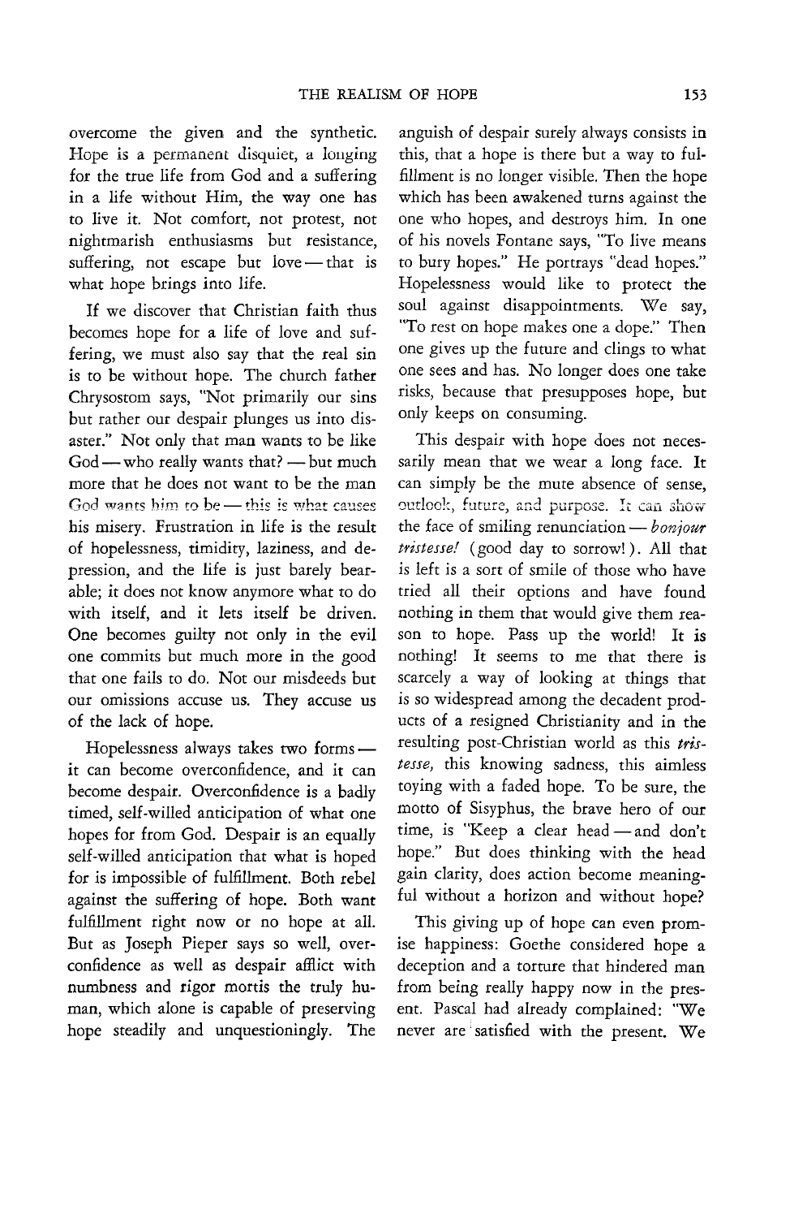overcome the given and the synthetic. Hope is a permanent disquiet, a longing for the true life from God and a suffering in a life without Him, the way one has to live it. Not comfort, not protest, not nightmarish enthusiasms but resistance, suffering, not escape but love — that is what hope brings into life.

If we discover that Christian faith thus becomes hope for a life of love and suffering, we must also say that the real sin is to be without hope. The church father Chrysostom says, "Not primarily our sins but rather our despair plunges us into disaster." Not only that man wants to be like God — who really wants that? — but much more that he does not want to be the man God wants him to be — this is what causes his misery. Frustration in life is the result of hopelessness, timidity, laziness, and depression, and the life is just barely bearable; it does not know anymore what to do with itself, and it lets itself be driven. One becomes guilty not only in the evil one commits but much more in the good that one fails to do. Not our misdeeds but our omissions accuse us. They accuse us of the lack of hope.

Hopelessness always takes two forms — it can become overconfidence, and it can become despair. Overconfidence is a badly timed, self-willed anticipation of what one hopes for from God. Despair is an equally self-willed anticipation that what is hoped for is impossible of fulfillment. Both rebel against the suffering of hope. Both want fulfillment right now or no hope at all. But as Joseph Pieper says so well, overconfidence as well as despair afflict with numbness and rigor mortis the truly human, which alone is capable of preserving hope steadily and unquestioningly. The anguish of despair surely always consists in this, that a hope is there but a way to fulfillment is no longer visible. Then the hope which has been awakened turns against the one who hopes, and destroys him. In one of his novels Fontane says, "To live means to bury hopes." He portrays "dead hopes." Hopelessness would like to protect the soul against disappointments. We say, "To rest on hope makes one a dope." Then one gives up the future and clings to what one sees and has. No longer does one take risks, because that presupposes hope, but only keeps on consuming.

This despair with hope does not necessarily mean that we wear a long face. It can simply be the mute absence of sense, outlook, future, and purpose. It can show the face of smiling renunciation — *bonjour tristesse!* (good day to sorrow!). All that is left is a sort of smile of those who have tried all their options and have found nothing in them that would give them reason to hope. Pass up the world! It is nothing! It seems to me that there is scarcely a way of looking at things that is so widespread among the decadent products of a resigned Christianity and in the resulting post-Christian world as this *tristesse,* this knowing sadness, this aimless toying with a faded hope. To be sure, the motto of Sisyphus, the brave hero of our time, is "Keep a clear head — and don't hope." But does thinking with the head gain clarity, does action become meaningful without a horizon and without hope?

This giving up of hope can even promise happiness: Goethe considered hope a deception and a torture that hindered man from being really happy now in the present. Pascal had already complained: "We never are satisfied with the present. We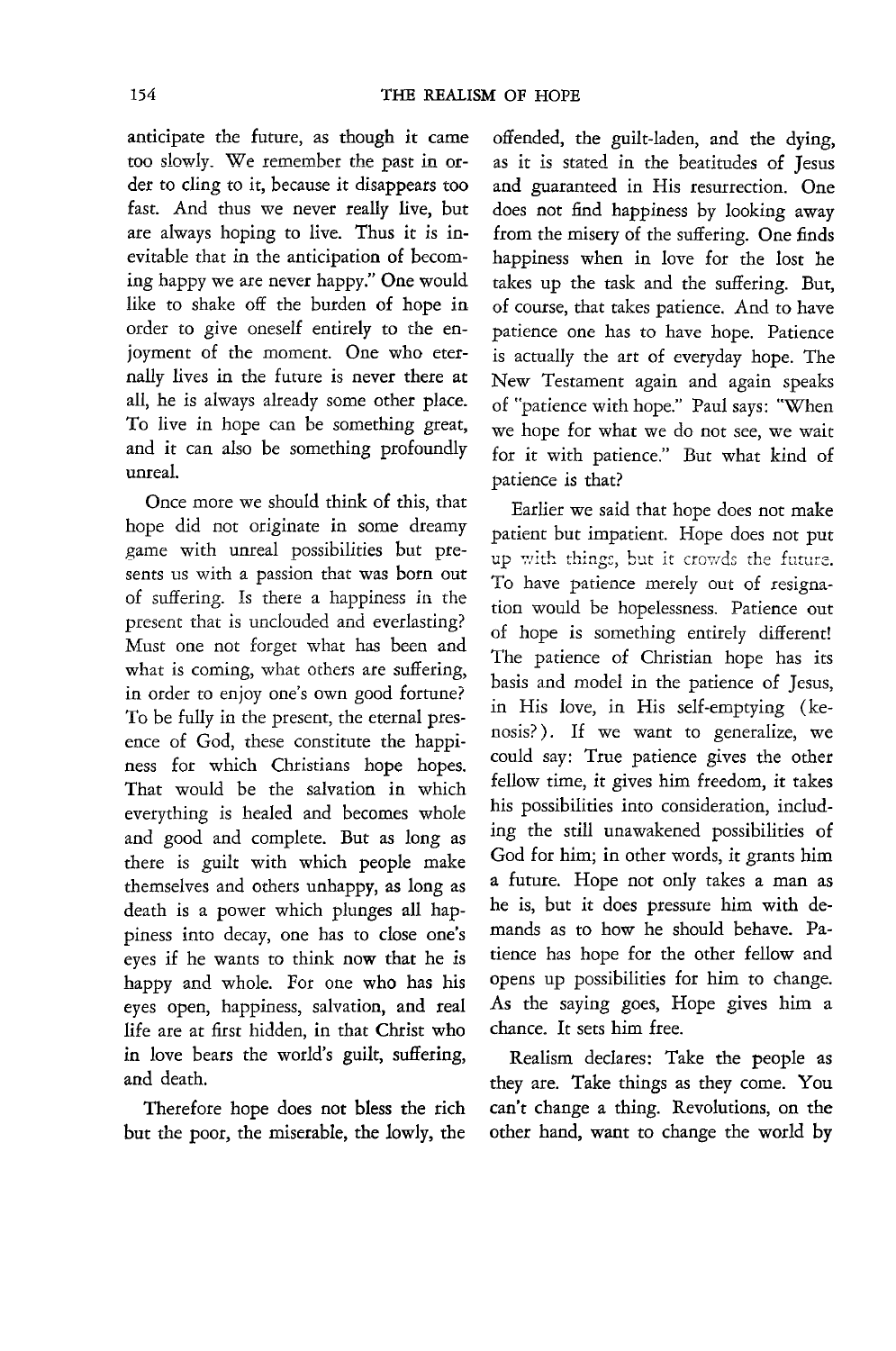anticipate the future, as though it came too slowly. We remember the past in order to cling to it, because it disappears too fast. And thus we never really live, but are always hoping to live. Thus it is inevitable that in the anticipation of becoming happy we are never happy." One would like to shake off the burden of hope in order to give oneself entirely to the enjoyment of the moment. One who eternally lives in the future is never there at all, he is always already some other place. To live in hope can be something great, and it can also be something profoundly unreal.

Once more we should think of this, that hope did not originate in some dreamy game with unreal possibilities but presents us with a passion that was born out of suffering. Is there a happiness in the present that is unclouded and everlasting? Must one not forget what has been and what is coming, what others are suffering, in order to enjoy one's own good fortune? To be fully in the present, the eternal presence of God, these constitute the happiness for which Christians hope hopes. That would be the salvation in which everything is healed and becomes whole and good and complete. But as long as there is guilt with which people make themselves and others unhappy, as long as death is a power which plunges all happiness into decay, one has to close one's eyes if he wants to think now that he is happy and whole. For one who has his eyes open, happiness, salvation, and real life are at first hidden, in that Christ who in love bears the world's guilt, suffering, and death.

Therefore hope does not bless the rich but the poor, the miserable, the lowly, the offended, the guilt-laden, and the dying, as it is stated in the beatitudes of Jesus and guaranteed in His resurrection. One does not find happiness by looking away from the misery of the suffering. One finds happiness when in love for the lost he takes up the task and the suffering. But, of course, that takes patience. And to have patience one has to have hope. Patience is actually the art of everyday hope. The New Testament again and again speaks of "patience with hope." Paul says: "When we hope for what we do not see, we wait for it with patience." But what kind of patience is that?

Earlier we said that hope does not make patient but impatient. Hope does not put up with things, but it crowds the future. To have patience merely out of resignation would be hopelessness. Patience out of hope is something entirely different! The patience of Christian hope has its basis and model in the patience of Jesus, in His love, in His self-emptying (kenosis?). If we want to generalize, we could say: True patience gives the other fellow time, it gives him freedom, it takes his possibilities into consideration, including the still unawakened possibilities of God for him; in other words, it grants him a future. Hope not only takes a man as he is, but it does pressure him with demands as to how he should behave. Patience has hope for the other fellow and opens up possibilities for him to change. As the saying goes, Hope gives him a chance. It sets him free.

Realism declares: Take the people as they are. Take things as they come. You can't change a thing. Revolutions, on the other hand, want to change the world by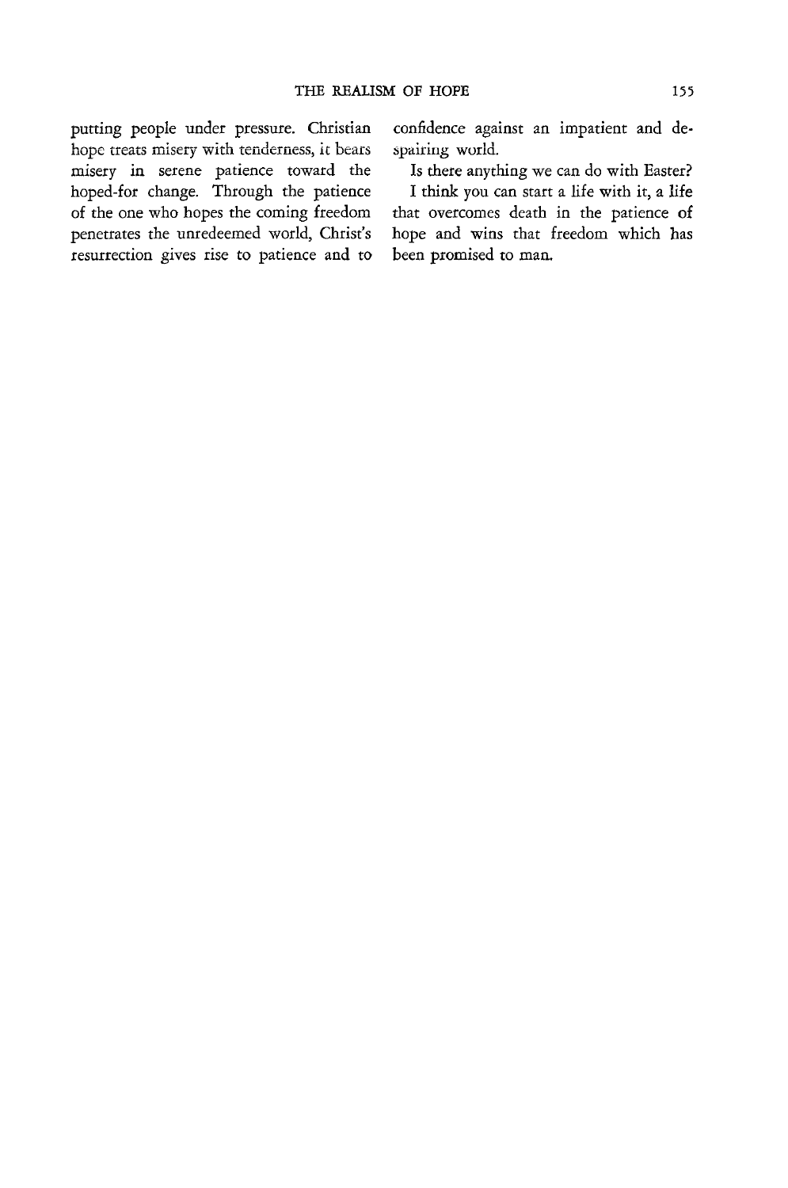putting people under pressure. Christian hope treats misery with tenderness, it bears misery in serene patience toward the hoped-for change. Through the patience of the one who hopes the coming freedom penetrates the unredeemed world, Christ's resurrection gives rise to patience and to confidence against an impatient and despairing world.

Is there anything we can do with Easter?

I think you can start a life with it, a life that overcomes death in the patience of hope and wins that freedom which has been promised to man.